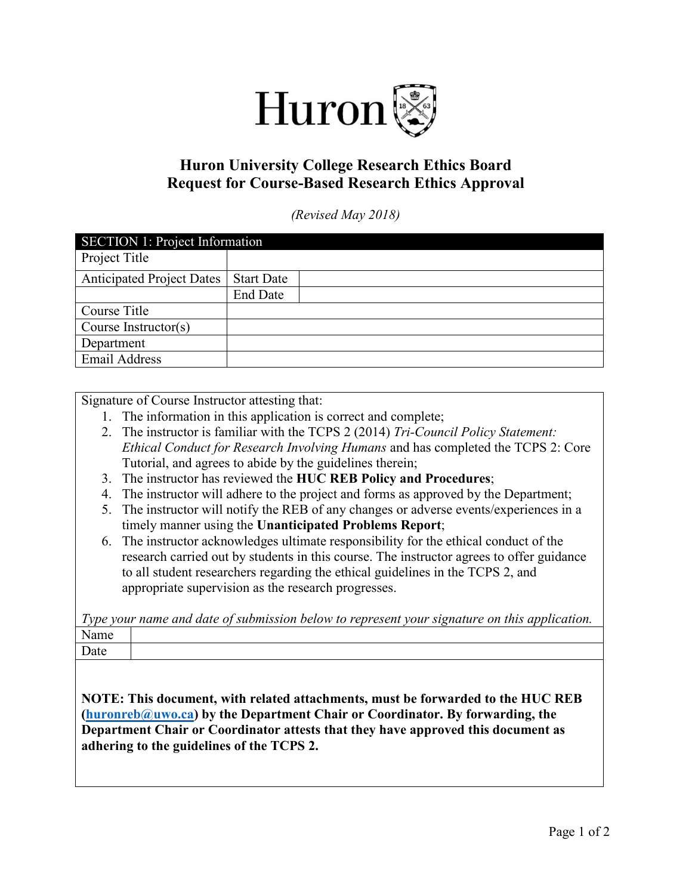# Huron University College Research Ethics Board
# Request for Course-Based Research Ethics Approval

*(Revised May 2018)*

| SECTION 1: Project Information | | |
|---|---|---|
| Project Title | | |
| Anticipated Project Dates | Start Date | |
| | End Date | |
| Course Title | | |
| Course Instructor(s) | | |
| Department | | |
| Email Address | | |

Signature of Course Instructor attesting that:

1. The information in this application is correct and complete;
2. The instructor is familiar with the TCPS 2 (2014) *Tri-Council Policy Statement: Ethical Conduct for Research Involving Humans* and has completed the TCPS 2: Core Tutorial, and agrees to abide by the guidelines therein;
3. The instructor has reviewed the **HUC REB Policy and Procedures**;
4. The instructor will adhere to the project and forms as approved by the Department;
5. The instructor will notify the REB of any changes or adverse events/experiences in a timely manner using the **Unanticipated Problems Report**;
6. The instructor acknowledges ultimate responsibility for the ethical conduct of the research carried out by students in this course. The instructor agrees to offer guidance to all student researchers regarding the ethical guidelines in the TCPS 2, and appropriate supervision as the research progresses.

*Type your name and date of submission below to represent your signature on this application.*

| Name | |
|---|---|
| Date | |

**NOTE: This document, with related attachments, must be forwarded to the HUC REB (huronreb@uwo.ca) by the Department Chair or Coordinator. By forwarding, the Department Chair or Coordinator attests that they have approved this document as adhering to the guidelines of the TCPS 2.**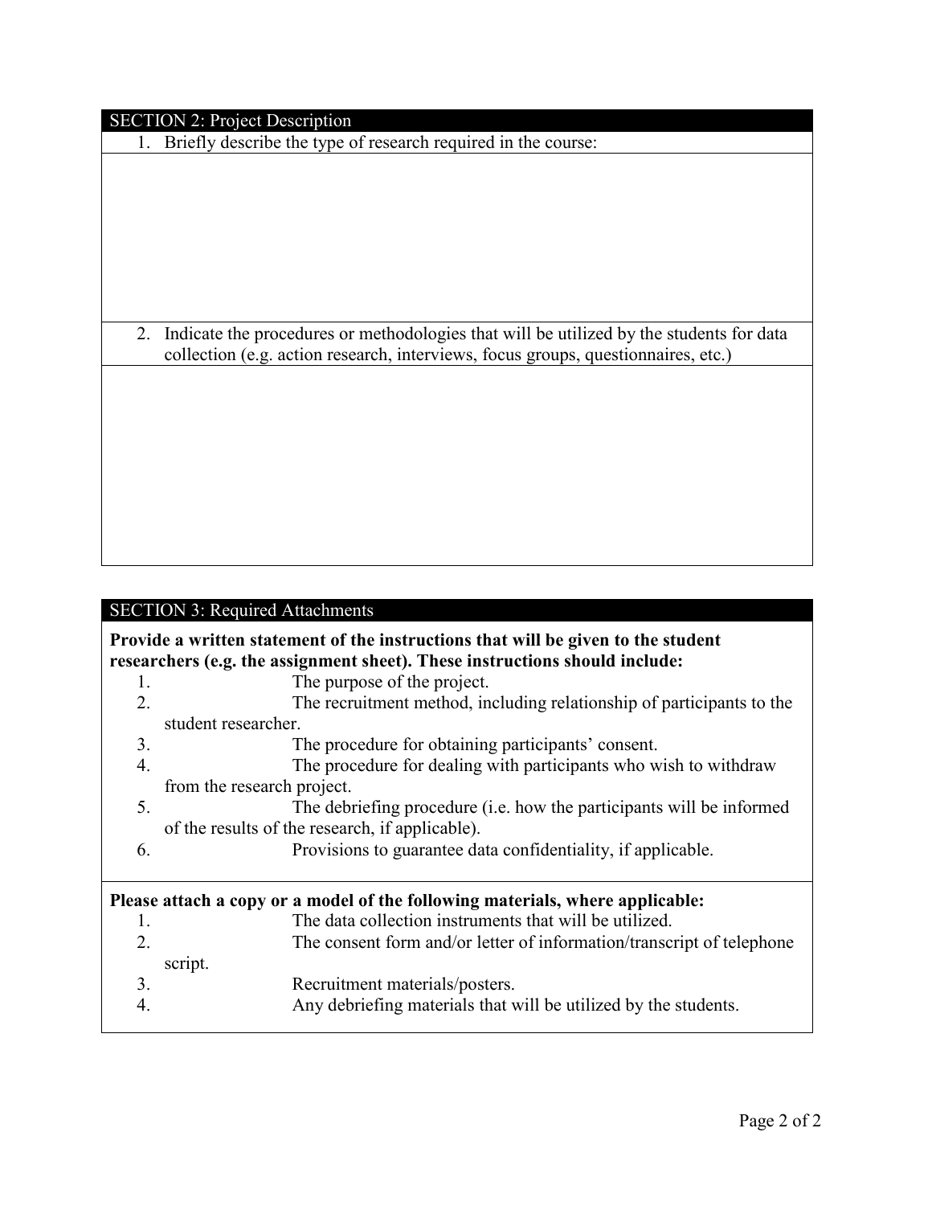## SECTION 2: Project Description

1. Briefly describe the type of research required in the course:

2. Indicate the procedures or methodologies that will be utilized by the students for data collection (e.g. action research, interviews, focus groups, questionnaires, etc.)

## SECTION 3: Required Attachments

**Provide a written statement of the instructions that will be given to the student researchers (e.g. the assignment sheet). These instructions should include:**

1. The purpose of the project.
2. The recruitment method, including relationship of participants to the student researcher.
3. The procedure for obtaining participants' consent.
4. The procedure for dealing with participants who wish to withdraw from the research project.
5. The debriefing procedure (i.e. how the participants will be informed of the results of the research, if applicable).
6. Provisions to guarantee data confidentiality, if applicable.

**Please attach a copy or a model of the following materials, where applicable:**

1. The data collection instruments that will be utilized.
2. The consent form and/or letter of information/transcript of telephone script.
3. Recruitment materials/posters.
4. Any debriefing materials that will be utilized by the students.